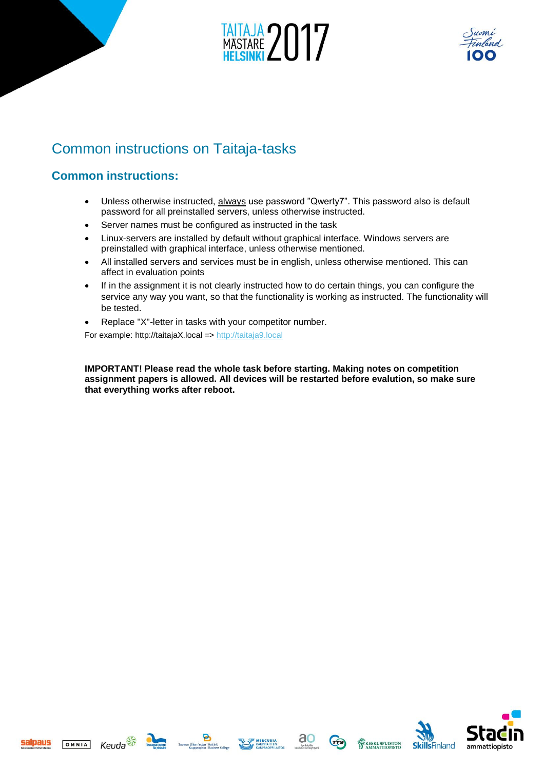# Common instructions on Taitaja-tasks

## Common instructions:

- Unless otherwise instructed, <u>always</u> use password ”Qwerty7”. This password also is default password for all preinstalled servers, unless otherwise instructed.
- Server names must be configured as instructed in the task
- Linux-servers are installed by default without graphical interface. Windows servers are preinstalled with graphical interface, unless otherwise mentioned.
- All installed servers and services must be in english, unless otherwise mentioned. This can affect in evaluation points
- If in the assignment it is not clearly instructed how to do certain things, you can configure the service any way you want, so that the functionality is working as instructed. The functionality will be tested.
- Replace "X"-letter in tasks with your competitor number.

For example: http://taitajaX.local => http://taitaja9.local

**IMPORTANT! Please read the whole task before starting. Making notes on competition assignment papers is allowed. All devices will be restarted before evalution, so make sure that everything works after reboot.**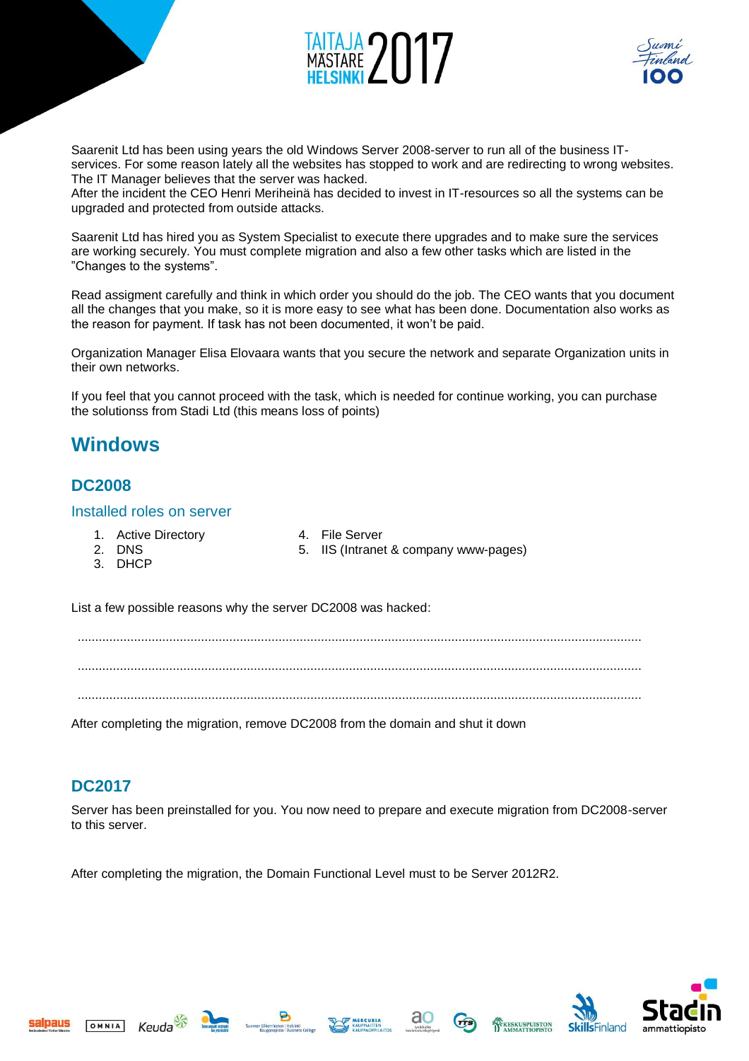Saarenit Ltd has been using years the old Windows Server 2008-server to run all of the business IT-services. For some reason lately all the websites has stopped to work and are redirecting to wrong websites. The IT Manager believes that the server was hacked.
After the incident the CEO Henri Meriheinä has decided to invest in IT-resources so all the systems can be upgraded and protected from outside attacks.

Saarenit Ltd has hired you as System Specialist to execute there upgrades and to make sure the services are working securely. You must complete migration and also a few other tasks which are listed in the "Changes to the systems".

Read assigment carefully and think in which order you should do the job. The CEO wants that you document all the changes that you make, so it is more easy to see what has been done. Documentation also works as the reason for payment. If task has not been documented, it won't be paid.

Organization Manager Elisa Elovaara wants that you secure the network and separate Organization units in their own networks.

If you feel that you cannot proceed with the task, which is needed for continue working, you can purchase the solutionss from Stadi Ltd (this means loss of points)

# Windows

## DC2008

### Installed roles on server

1. Active Directory
2. DNS
3. DHCP
4. File Server
5. IIS (Intranet & company www-pages)

List a few possible reasons why the server DC2008 was hacked:

.............................................................................................................................................................

.............................................................................................................................................................

.............................................................................................................................................................

After completing the migration, remove DC2008 from the domain and shut it down

## DC2017

Server has been preinstalled for you. You now need to prepare and execute migration from DC2008-server to this server.

After completing the migration, the Domain Functional Level must to be Server 2012R2.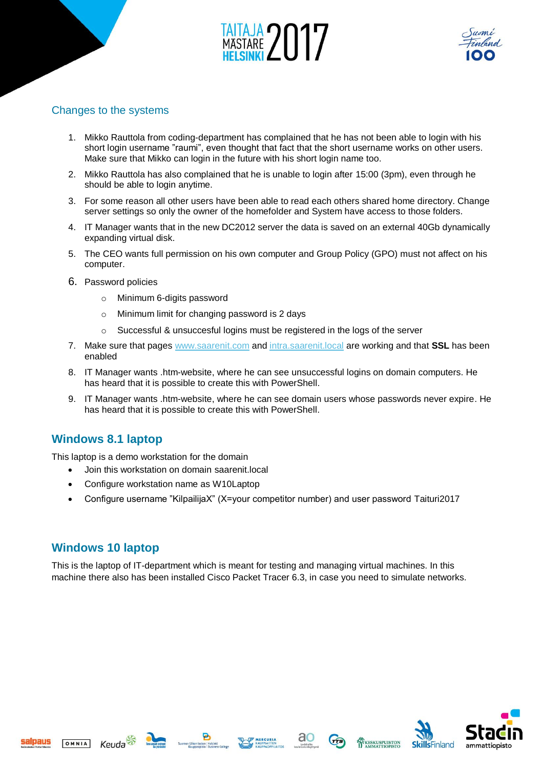## Changes to the systems

1. Mikko Rauttola from coding-department has complained that he has not been able to login with his short login username "raumi", even thought that fact that the short username works on other users. Make sure that Mikko can login in the future with his short login name too.
2. Mikko Rauttola has also complained that he is unable to login after 15:00 (3pm), even through he should be able to login anytime.
3. For some reason all other users have been able to read each others shared home directory. Change server settings so only the owner of the homefolder and System have access to those folders.
4. IT Manager wants that in the new DC2012 server the data is saved on an external 40Gb dynamically expanding virtual disk.
5. The CEO wants full permission on his own computer and Group Policy (GPO) must not affect on his computer.
6. Password policies
    - Minimum 6-digits password
    - Minimum limit for changing password is 2 days
    - Successful & unsuccesful logins must be registered in the logs of the server
7. Make sure that pages www.saarenit.com and intra.saarenit.local are working and that **SSL** has been enabled
8. IT Manager wants .htm-website, where he can see unsuccessful logins on domain computers. He has heard that it is possible to create this with PowerShell.
9. IT Manager wants .htm-website, where he can see domain users whose passwords never expire. He has heard that it is possible to create this with PowerShell.

## Windows 8.1 laptop

This laptop is a demo workstation for the domain

- Join this workstation on domain saarenit.local
- Configure workstation name as W10Laptop
- Configure username "KilpailijaX" (X=your competitor number) and user password Taituri2017

## Windows 10 laptop

This is the laptop of IT-department which is meant for testing and managing virtual machines. In this machine there also has been installed Cisco Packet Tracer 6.3, in case you need to simulate networks.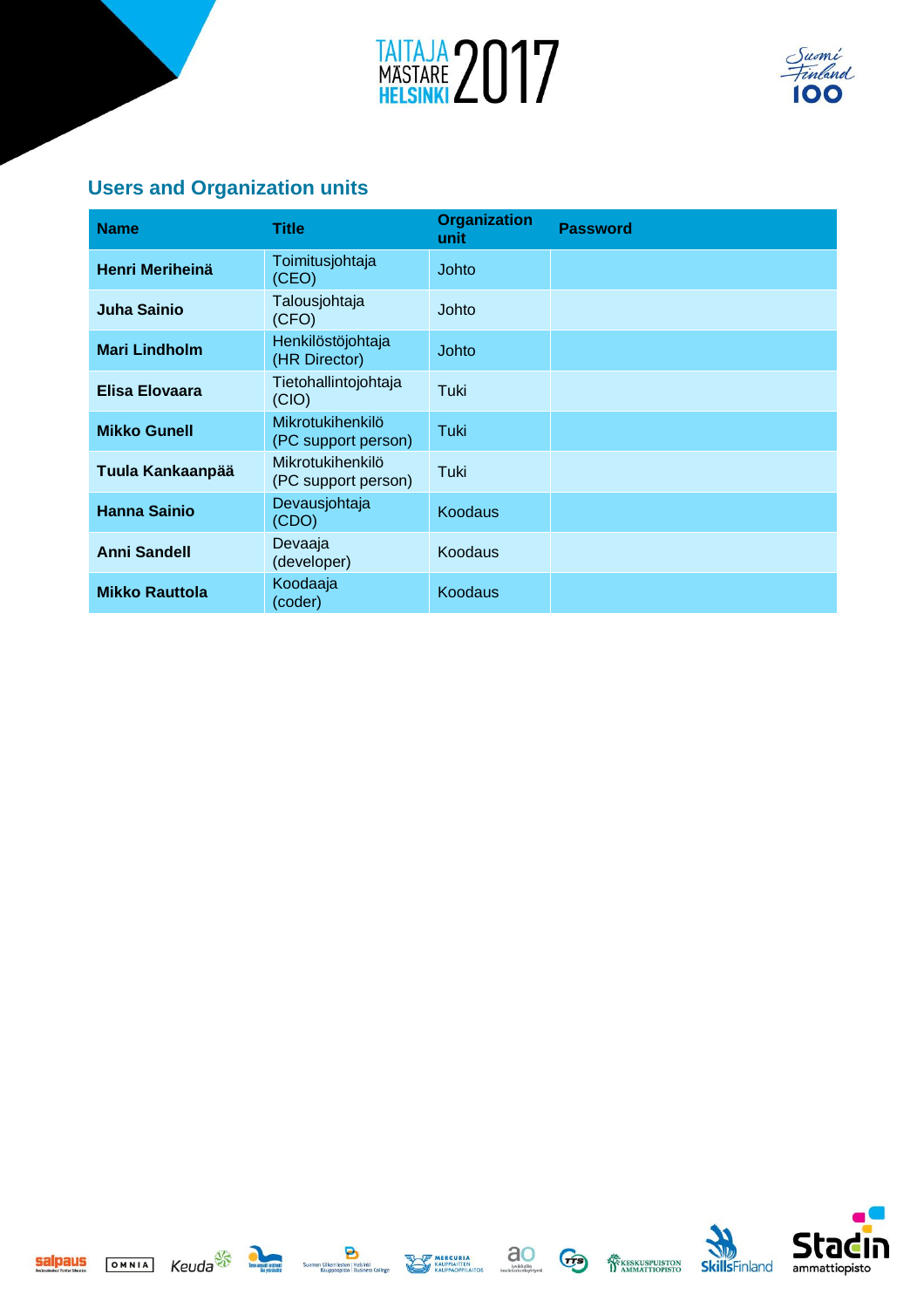## Users and Organization units

| Name | Title | Organization unit | Password |
|---|---|---|---|
| **Henri Meriheinä** | Toimitusjohtaja (CEO) | Johto | |
| **Juha Sainio** | Talousjohtaja (CFO) | Johto | |
| **Mari Lindholm** | Henkilöstöjohtaja (HR Director) | Johto | |
| **Elisa Elovaara** | Tietohallintojohtaja (CIO) | Tuki | |
| **Mikko Gunell** | Mikrotukihenkilö (PC support person) | Tuki | |
| **Tuula Kankaanpää** | Mikrotukihenkilö (PC support person) | Tuki | |
| **Hanna Sainio** | Devausjohtaja (CDO) | Koodaus | |
| **Anni Sandell** | Devaaja (developer) | Koodaus | |
| **Mikko Rauttola** | Koodaaja (coder) | Koodaus | |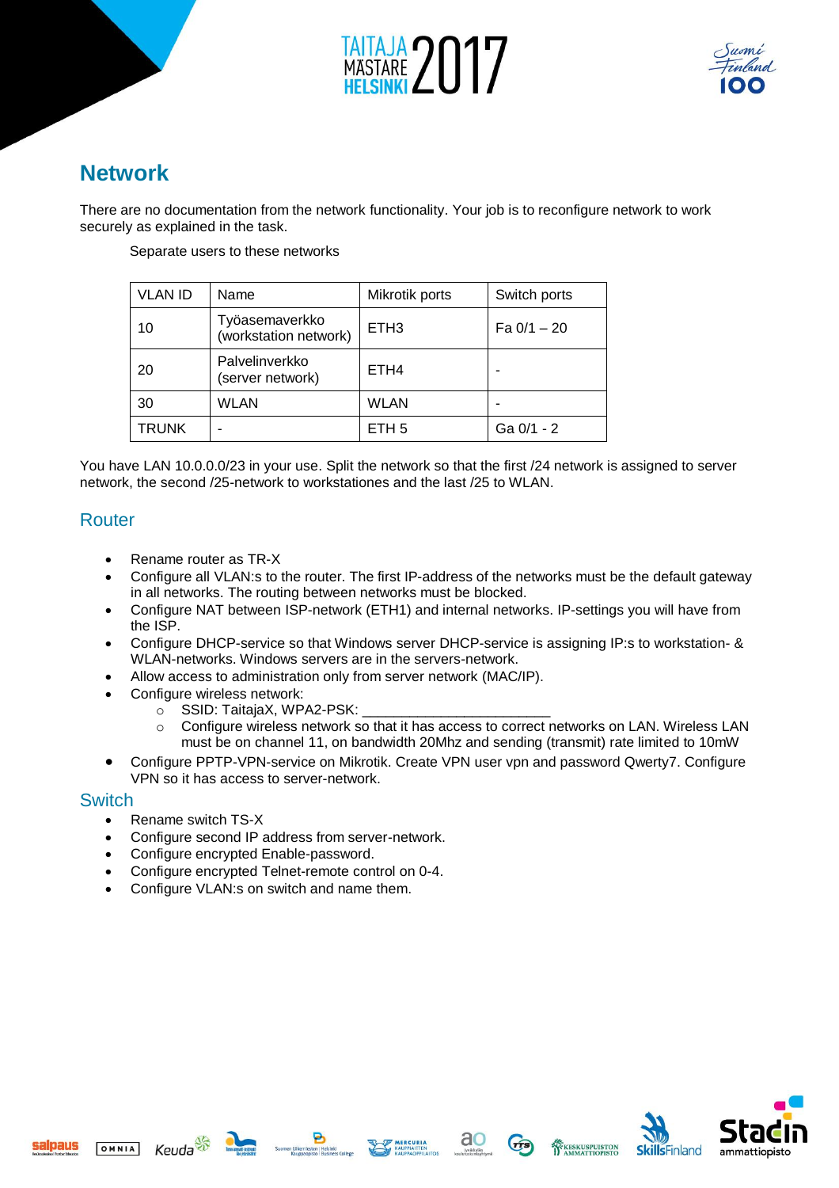# Network

There are no documentation from the network functionality. Your job is to reconfigure network to work securely as explained in the task.

Separate users to these networks

| VLAN ID | Name | Mikrotik ports | Switch ports |
|---|---|---|---|
| 10 | Työasemaverkko (workstation network) | ETH3 | Fa 0/1 – 20 |
| 20 | Palvelinverkko (server network) | ETH4 | - |
| 30 | WLAN | WLAN | - |
| TRUNK | - | ETH 5 | Ga 0/1 - 2 |

You have LAN 10.0.0.0/23 in your use. Split the network so that the first /24 network is assigned to server network, the second /25-network to workstationes and the last /25 to WLAN.

## Router

- Rename router as TR-X
- Configure all VLAN:s to the router. The first IP-address of the networks must be the default gateway in all networks. The routing between networks must be blocked.
- Configure NAT between ISP-network (ETH1) and internal networks. IP-settings you will have from the ISP.
- Configure DHCP-service so that Windows server DHCP-service is assigning IP:s to workstation- & WLAN-networks. Windows servers are in the servers-network.
- Allow access to administration only from server network (MAC/IP).
- Configure wireless network:
  - SSID: TaitajaX, WPA2-PSK: ________________________
  - Configure wireless network so that it has access to correct networks on LAN. Wireless LAN must be on channel 11, on bandwidth 20Mhz and sending (transmit) rate limited to 10mW
- Configure PPTP-VPN-service on Mikrotik. Create VPN user vpn and password Qwerty7. Configure VPN so it has access to server-network.

## Switch

- Rename switch TS-X
- Configure second IP address from server-network.
- Configure encrypted Enable-password.
- Configure encrypted Telnet-remote control on 0-4.
- Configure VLAN:s on switch and name them.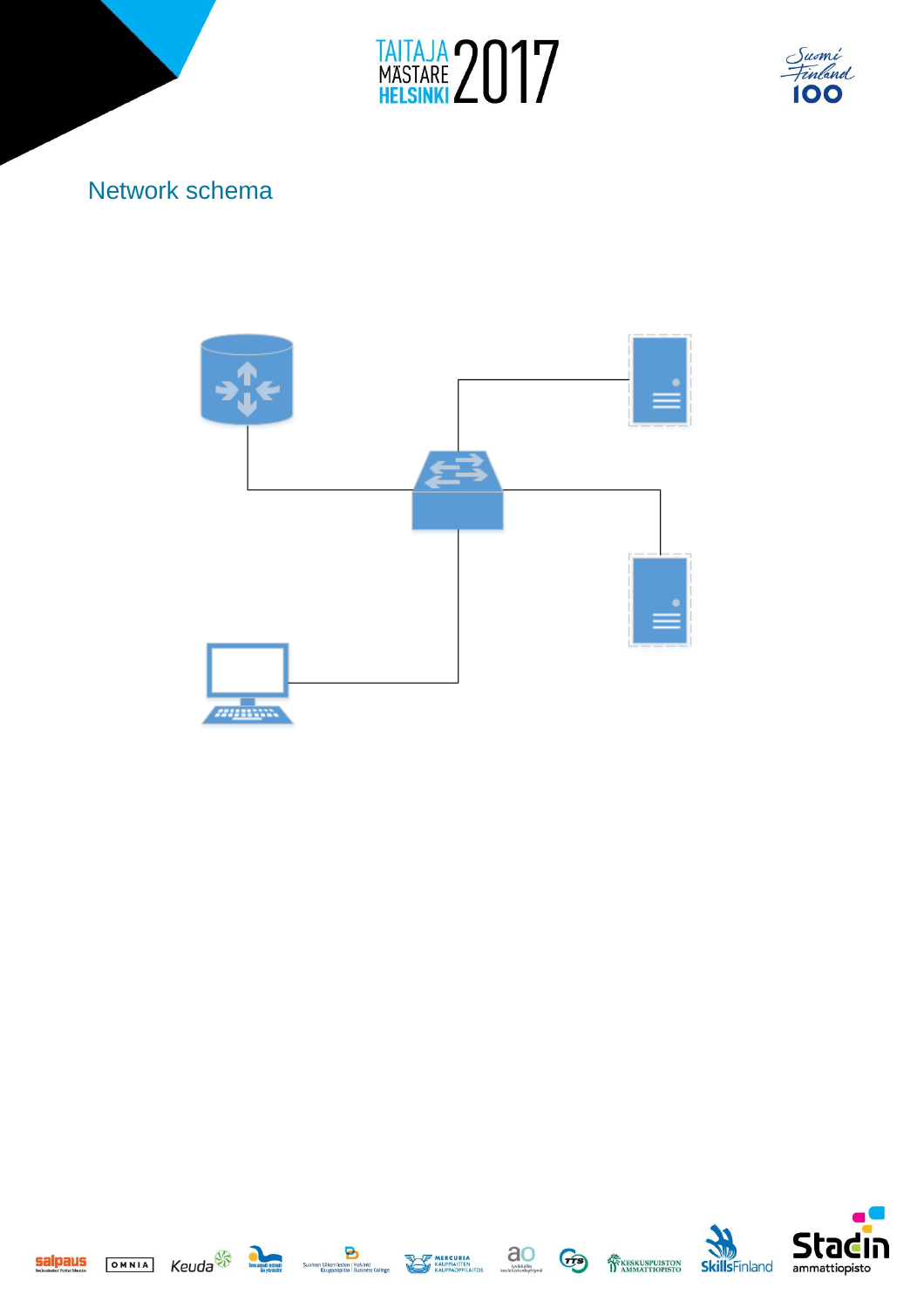## Network schema